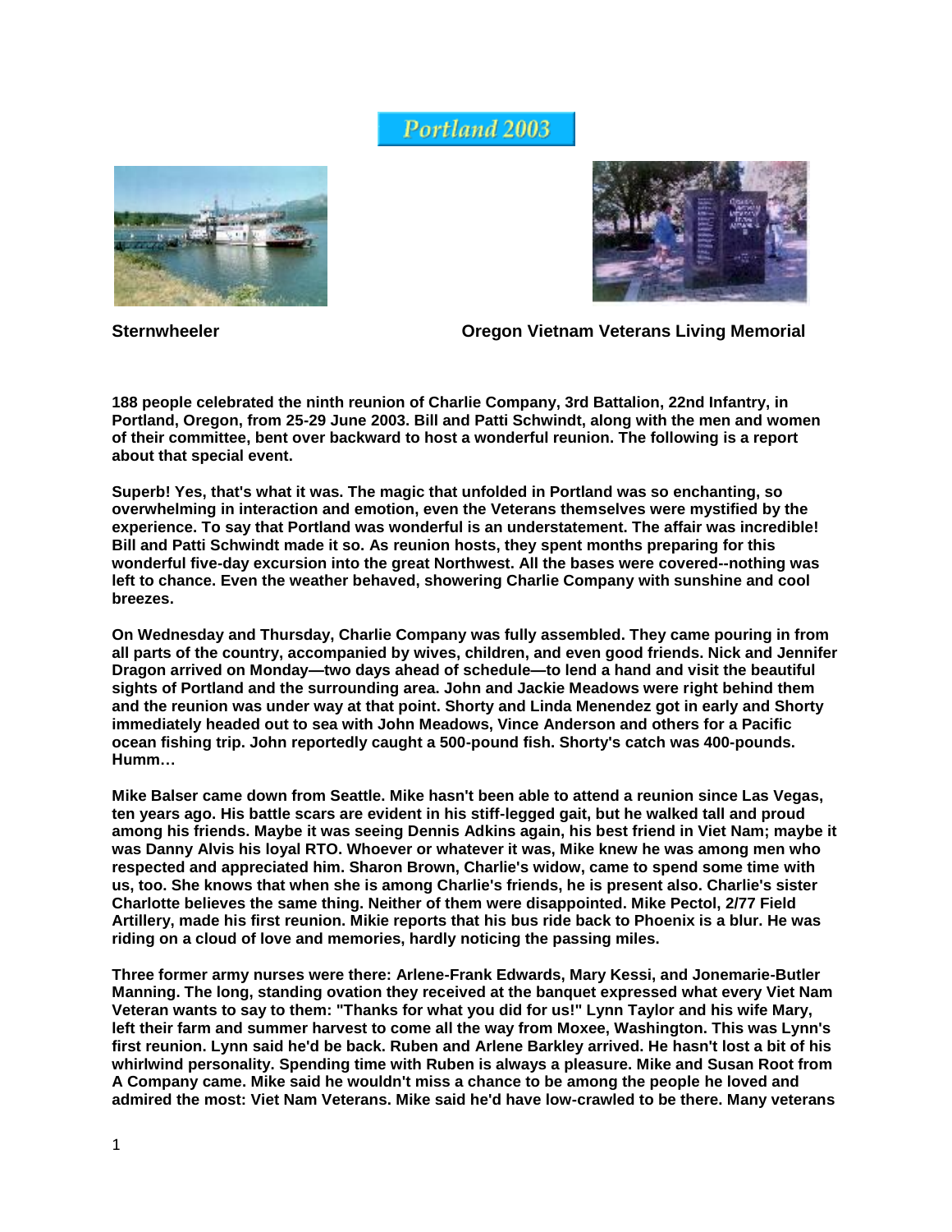# Portland 2003

Sternwheeler

Oregon Vietnam Veterans Living Memorial

**188 people celebrated the ninth reunion of Charlie Company, 3rd Battalion, 22nd Infantry, in Portland, Oregon, from 25-29 June 2003. Bill and Patti Schwindt, along with the men and women of their committee, bent over backward to host a wonderful reunion. The following is a report about that special event.**

**Superb! Yes, that's what it was. The magic that unfolded in Portland was so enchanting, so overwhelming in interaction and emotion, even the Veterans themselves were mystified by the experience. To say that Portland was wonderful is an understatement. The affair was incredible! Bill and Patti Schwindt made it so. As reunion hosts, they spent months preparing for this wonderful five-day excursion into the great Northwest. All the bases were covered--nothing was left to chance. Even the weather behaved, showering Charlie Company with sunshine and cool breezes.**

**On Wednesday and Thursday, Charlie Company was fully assembled. They came pouring in from all parts of the country, accompanied by wives, children, and even good friends. Nick and Jennifer Dragon arrived on Monday—two days ahead of schedule—to lend a hand and visit the beautiful sights of Portland and the surrounding area. John and Jackie Meadows were right behind them and the reunion was under way at that point. Shorty and Linda Menendez got in early and Shorty immediately headed out to sea with John Meadows, Vince Anderson and others for a Pacific ocean fishing trip. John reportedly caught a 500-pound fish. Shorty's catch was 400-pounds. Humm…**

**Mike Balser came down from Seattle. Mike hasn't been able to attend a reunion since Las Vegas, ten years ago. His battle scars are evident in his stiff-legged gait, but he walked tall and proud among his friends. Maybe it was seeing Dennis Adkins again, his best friend in Viet Nam; maybe it was Danny Alvis his loyal RTO. Whoever or whatever it was, Mike knew he was among men who respected and appreciated him. Sharon Brown, Charlie's widow, came to spend some time with us, too. She knows that when she is among Charlie's friends, he is present also. Charlie's sister Charlotte believes the same thing. Neither of them were disappointed. Mike Pectol, 2/77 Field Artillery, made his first reunion. Mikie reports that his bus ride back to Phoenix is a blur. He was riding on a cloud of love and memories, hardly noticing the passing miles.**

**Three former army nurses were there: Arlene-Frank Edwards, Mary Kessi, and Jonemarie-Butler Manning. The long, standing ovation they received at the banquet expressed what every Viet Nam Veteran wants to say to them: "Thanks for what you did for us!" Lynn Taylor and his wife Mary, left their farm and summer harvest to come all the way from Moxee, Washington. This was Lynn's first reunion. Lynn said he'd be back. Ruben and Arlene Barkley arrived. He hasn't lost a bit of his whirlwind personality. Spending time with Ruben is always a pleasure. Mike and Susan Root from A Company came. Mike said he wouldn't miss a chance to be among the people he loved and admired the most: Viet Nam Veterans. Mike said he'd have low-crawled to be there. Many veterans**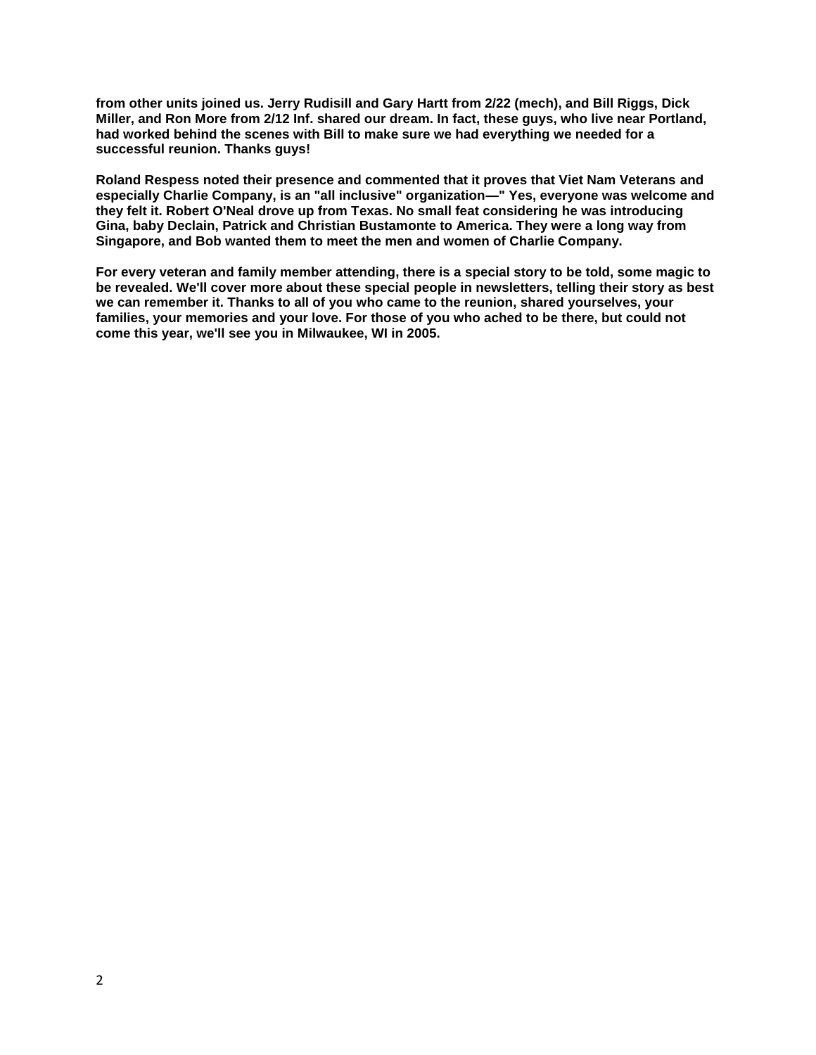**from other units joined us. Jerry Rudisill and Gary Hartt from 2/22 (mech), and Bill Riggs, Dick Miller, and Ron More from 2/12 Inf. shared our dream. In fact, these guys, who live near Portland, had worked behind the scenes with Bill to make sure we had everything we needed for a successful reunion. Thanks guys!**

**Roland Respess noted their presence and commented that it proves that Viet Nam Veterans and especially Charlie Company, is an "all inclusive" organization—" Yes, everyone was welcome and they felt it. Robert O'Neal drove up from Texas. No small feat considering he was introducing Gina, baby Declain, Patrick and Christian Bustamonte to America. They were a long way from Singapore, and Bob wanted them to meet the men and women of Charlie Company.**

**For every veteran and family member attending, there is a special story to be told, some magic to be revealed. We'll cover more about these special people in newsletters, telling their story as best we can remember it. Thanks to all of you who came to the reunion, shared yourselves, your families, your memories and your love. For those of you who ached to be there, but could not come this year, we'll see you in Milwaukee, WI in 2005.**